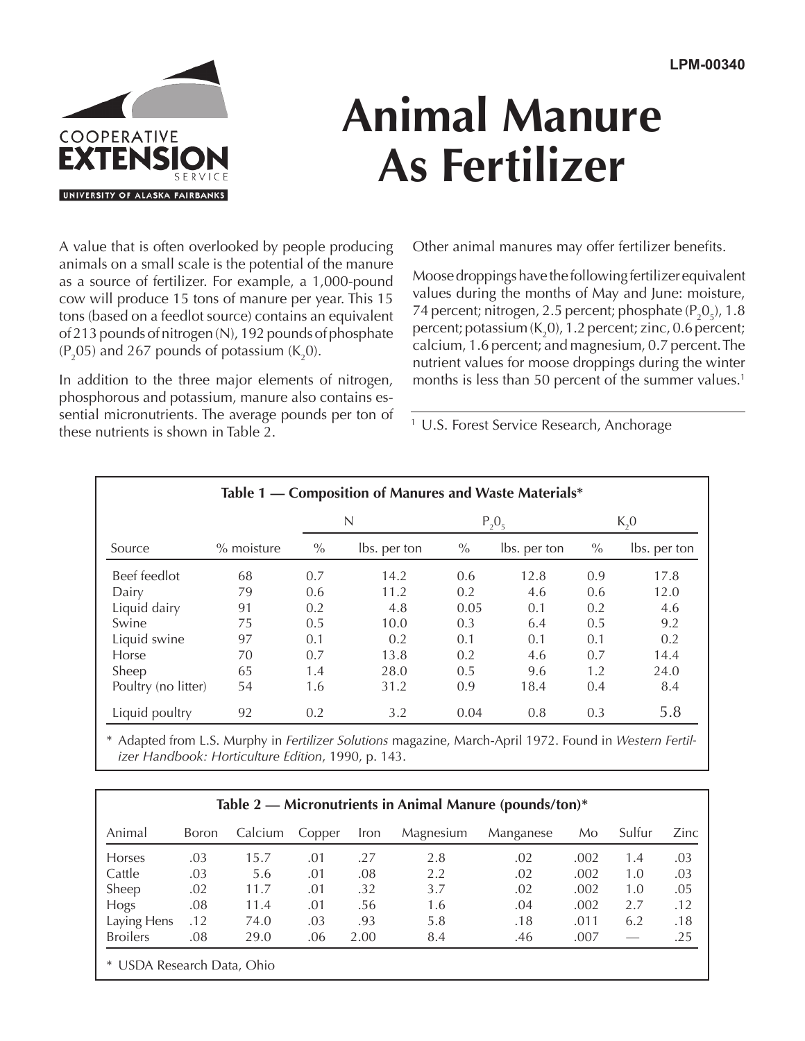LPM-00340

COOPERATIVE EXTENSION SERVICE
UNIVERSITY OF ALASKA FAIRBANKS

# Animal Manure As Fertilizer

A value that is often overlooked by people producing animals on a small scale is the potential of the manure as a source of fertilizer. For example, a 1,000-pound cow will produce 15 tons of manure per year. This 15 tons (based on a feedlot source) contains an equivalent of 213 pounds of nitrogen (N), 192 pounds of phosphate ($P_205$) and 267 pounds of potassium ($K_20$).

In addition to the three major elements of nitrogen, phosphorous and potassium, manure also contains essential micronutrients. The average pounds per ton of these nutrients is shown in Table 2.

Other animal manures may offer fertilizer benefits.

Moose droppings have the following fertilizer equivalent values during the months of May and June: moisture, 74 percent; nitrogen, 2.5 percent; phosphate ($P_20_5$), 1.8 percent; potassium ($K_20$), 1.2 percent; zinc, 0.6 percent; calcium, 1.6 percent; and magnesium, 0.7 percent. The nutrient values for moose droppings during the winter months is less than 50 percent of the summer values.[1]

[1] U.S. Forest Service Research, Anchorage

**Table 1 — Composition of Manures and Waste Materials***

| Source | % moisture | N | | $P_20_5$ | | $K_20$ | |
|---|---|---|---|---|---|---|---|
| | | % | lbs. per ton | % | lbs. per ton | % | lbs. per ton |
| Beef feedlot | 68 | 0.7 | 14.2 | 0.6 | 12.8 | 0.9 | 17.8 |
| Dairy | 79 | 0.6 | 11.2 | 0.2 | 4.6 | 0.6 | 12.0 |
| Liquid dairy | 91 | 0.2 | 4.8 | 0.05 | 0.1 | 0.2 | 4.6 |
| Swine | 75 | 0.5 | 10.0 | 0.3 | 6.4 | 0.5 | 9.2 |
| Liquid swine | 97 | 0.1 | 0.2 | 0.1 | 0.1 | 0.1 | 0.2 |
| Horse | 70 | 0.7 | 13.8 | 0.2 | 4.6 | 0.7 | 14.4 |
| Sheep | 65 | 1.4 | 28.0 | 0.5 | 9.6 | 1.2 | 24.0 |
| Poultry (no litter) | 54 | 1.6 | 31.2 | 0.9 | 18.4 | 0.4 | 8.4 |
| Liquid poultry | 92 | 0.2 | 3.2 | 0.04 | 0.8 | 0.3 | 5.8 |

\* Adapted from L.S. Murphy in *Fertilizer Solutions* magazine, March-April 1972. Found in *Western Fertilizer Handbook: Horticulture Edition*, 1990, p. 143.

**Table 2 — Micronutrients in Animal Manure (pounds/ton)***

| Animal | Boron | Calcium | Copper | Iron | Magnesium | Manganese | Mo | Sulfur | Zinc |
|---|---|---|---|---|---|---|---|---|---|
| Horses | .03 | 15.7 | .01 | .27 | 2.8 | .02 | .002 | 1.4 | .03 |
| Cattle | .03 | 5.6 | .01 | .08 | 2.2 | .02 | .002 | 1.0 | .03 |
| Sheep | .02 | 11.7 | .01 | .32 | 3.7 | .02 | .002 | 1.0 | .05 |
| Hogs | .08 | 11.4 | .01 | .56 | 1.6 | .04 | .002 | 2.7 | .12 |
| Laying Hens | .12 | 74.0 | .03 | .93 | 5.8 | .18 | .011 | 6.2 | .18 |
| Broilers | .08 | 29.0 | .06 | 2.00 | 8.4 | .46 | .007 | — | .25 |

\* USDA Research Data, Ohio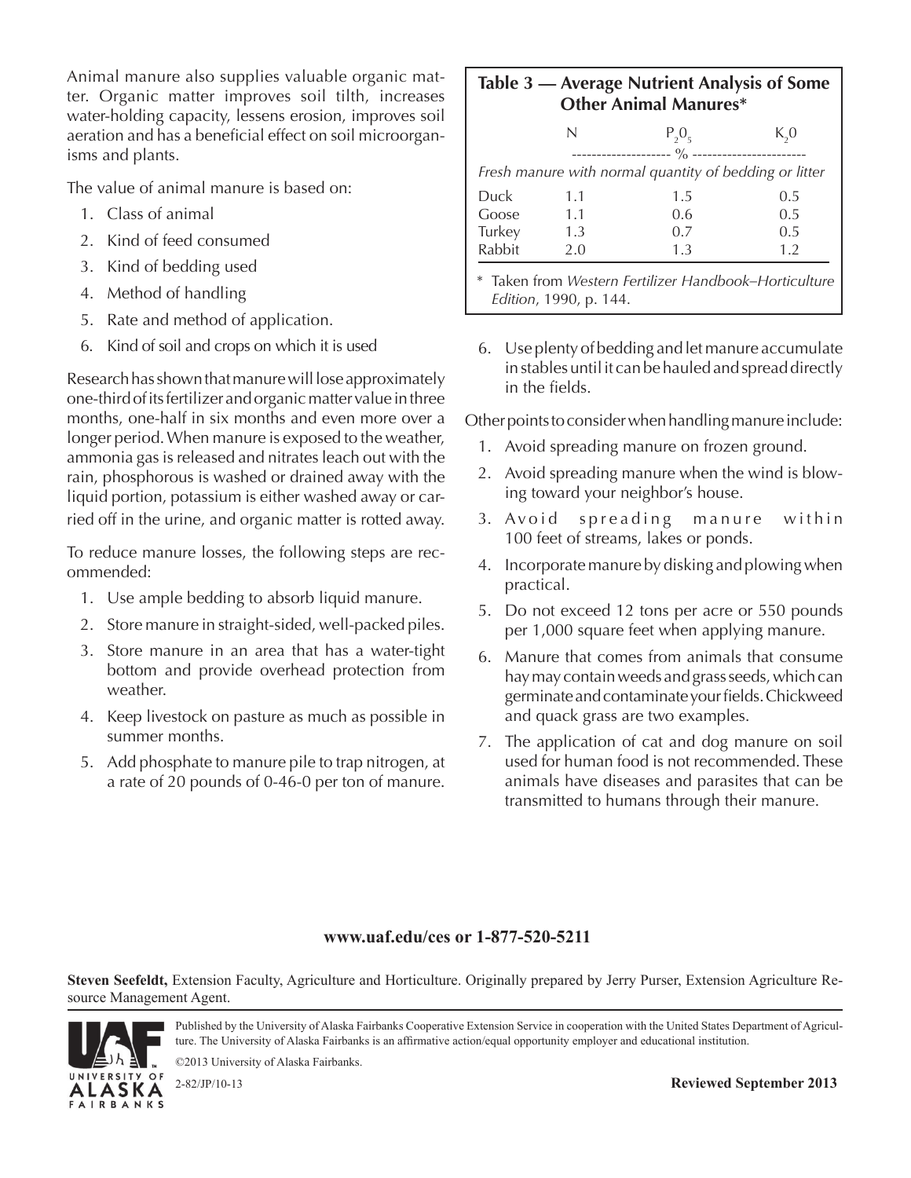Animal manure also supplies valuable organic matter. Organic matter improves soil tilth, increases water-holding capacity, lessens erosion, improves soil aeration and has a beneficial effect on soil microorganisms and plants.

The value of animal manure is based on:

1. Class of animal
2. Kind of feed consumed
3. Kind of bedding used
4. Method of handling
5. Rate and method of application.
6. Kind of soil and crops on which it is used

Research has shown that manure will lose approximately one-third of its fertilizer and organic matter value in three months, one-half in six months and even more over a longer period. When manure is exposed to the weather, ammonia gas is released and nitrates leach out with the rain, phosphorous is washed or drained away with the liquid portion, potassium is either washed away or carried off in the urine, and organic matter is rotted away.

To reduce manure losses, the following steps are recommended:

1. Use ample bedding to absorb liquid manure.
2. Store manure in straight-sided, well-packed piles.
3. Store manure in an area that has a water-tight bottom and provide overhead protection from weather.
4. Keep livestock on pasture as much as possible in summer months.
5. Add phosphate to manure pile to trap nitrogen, at a rate of 20 pounds of 0-46-0 per ton of manure.
6. Use plenty of bedding and let manure accumulate in stables until it can be hauled and spread directly in the fields.

**Table 3 — Average Nutrient Analysis of Some Other Animal Manures***

| | N | $P_2O_5$ | $K_2O$ |
|---|---|---|---|
| | % | | |
| *Fresh manure with normal quantity of bedding or litter* | | | |
| Duck | 1.1 | 1.5 | 0.5 |
| Goose | 1.1 | 0.6 | 0.5 |
| Turkey | 1.3 | 0.7 | 0.5 |
| Rabbit | 2.0 | 1.3 | 1.2 |

\* Taken from *Western Fertilizer Handbook–Horticulture Edition*, 1990, p. 144.

Other points to consider when handling manure include:

1. Avoid spreading manure on frozen ground.
2. Avoid spreading manure when the wind is blowing toward your neighbor's house.
3. Avoid spreading manure within 100 feet of streams, lakes or ponds.
4. Incorporate manure by disking and plowing when practical.
5. Do not exceed 12 tons per acre or 550 pounds per 1,000 square feet when applying manure.
6. Manure that comes from animals that consume hay may contain weeds and grass seeds, which can germinate and contaminate your fields. Chickweed and quack grass are two examples.
7. The application of cat and dog manure on soil used for human food is not recommended. These animals have diseases and parasites that can be transmitted to humans through their manure.

**www.uaf.edu/ces or 1-877-520-5211**

**Steven Seefeldt,** Extension Faculty, Agriculture and Horticulture. Originally prepared by Jerry Purser, Extension Agriculture Resource Management Agent.

Published by the University of Alaska Fairbanks Cooperative Extension Service in cooperation with the United States Department of Agriculture. The University of Alaska Fairbanks is an affirmative action/equal opportunity employer and educational institution.

©2013 University of Alaska Fairbanks.

2-82/JP/10-13

**Reviewed September 2013**